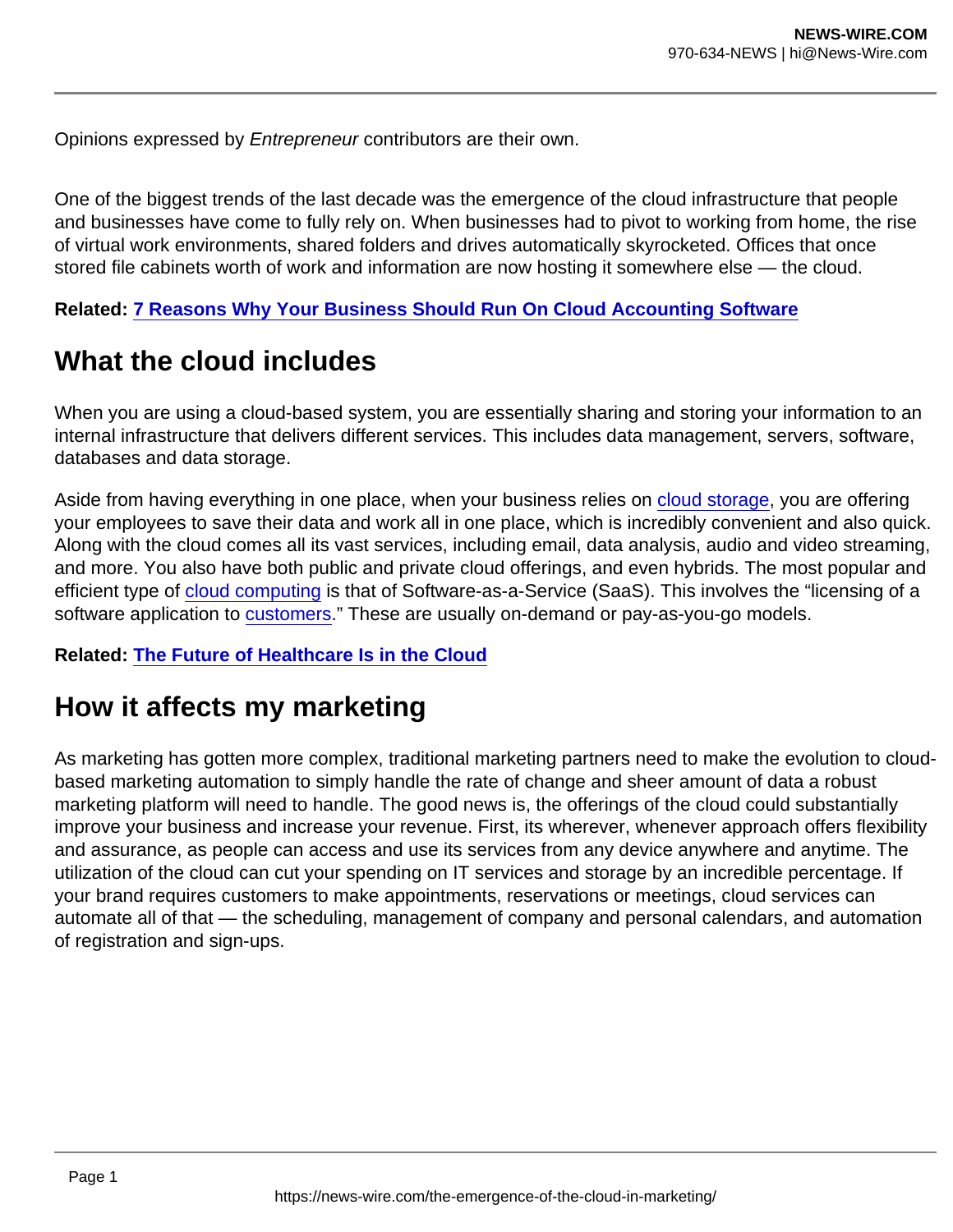Opinions expressed by *Entrepreneur* contributors are their own.

One of the biggest trends of the last decade was the emergence of the cloud infrastructure that people and businesses have come to fully rely on. When businesses had to pivot to working from home, the rise of virtual work environments, shared folders and drives automatically skyrocketed. Offices that once stored file cabinets worth of work and information are now hosting it somewhere else — the cloud.

**Related: 7 Reasons Why Your Business Should Run On Cloud Accounting Software**

## What the cloud includes

When you are using a cloud-based system, you are essentially sharing and storing your information to an internal infrastructure that delivers different services. This includes data management, servers, software, databases and data storage.

Aside from having everything in one place, when your business relies on cloud storage, you are offering your employees to save their data and work all in one place, which is incredibly convenient and also quick. Along with the cloud comes all its vast services, including email, data analysis, audio and video streaming, and more. You also have both public and private cloud offerings, and even hybrids. The most popular and efficient type of cloud computing is that of Software-as-a-Service (SaaS). This involves the "licensing of a software application to customers." These are usually on-demand or pay-as-you-go models.

**Related: The Future of Healthcare Is in the Cloud**

## How it affects my marketing

As marketing has gotten more complex, traditional marketing partners need to make the evolution to cloud-based marketing automation to simply handle the rate of change and sheer amount of data a robust marketing platform will need to handle. The good news is, the offerings of the cloud could substantially improve your business and increase your revenue. First, its wherever, whenever approach offers flexibility and assurance, as people can access and use its services from any device anywhere and anytime. The utilization of the cloud can cut your spending on IT services and storage by an incredible percentage. If your brand requires customers to make appointments, reservations or meetings, cloud services can automate all of that — the scheduling, management of company and personal calendars, and automation of registration and sign-ups.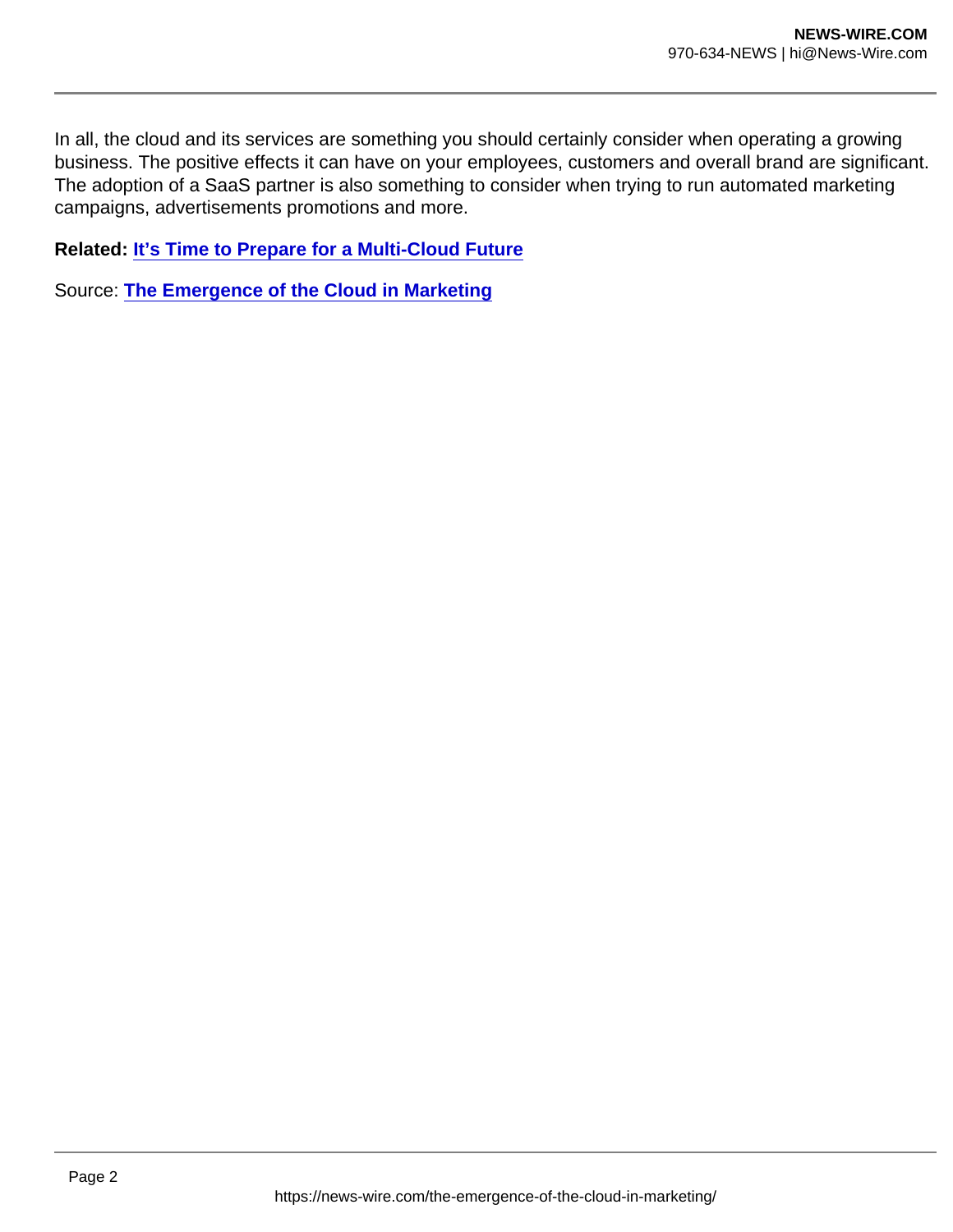In all, the cloud and its services are something you should certainly consider when operating a growing business. The positive effects it can have on your employees, customers and overall brand are significant. The adoption of a SaaS partner is also something to consider when trying to run automated marketing campaigns, advertisements promotions and more.

**Related:** **It's Time to Prepare for a Multi-Cloud Future**

Source: **The Emergence of the Cloud in Marketing**